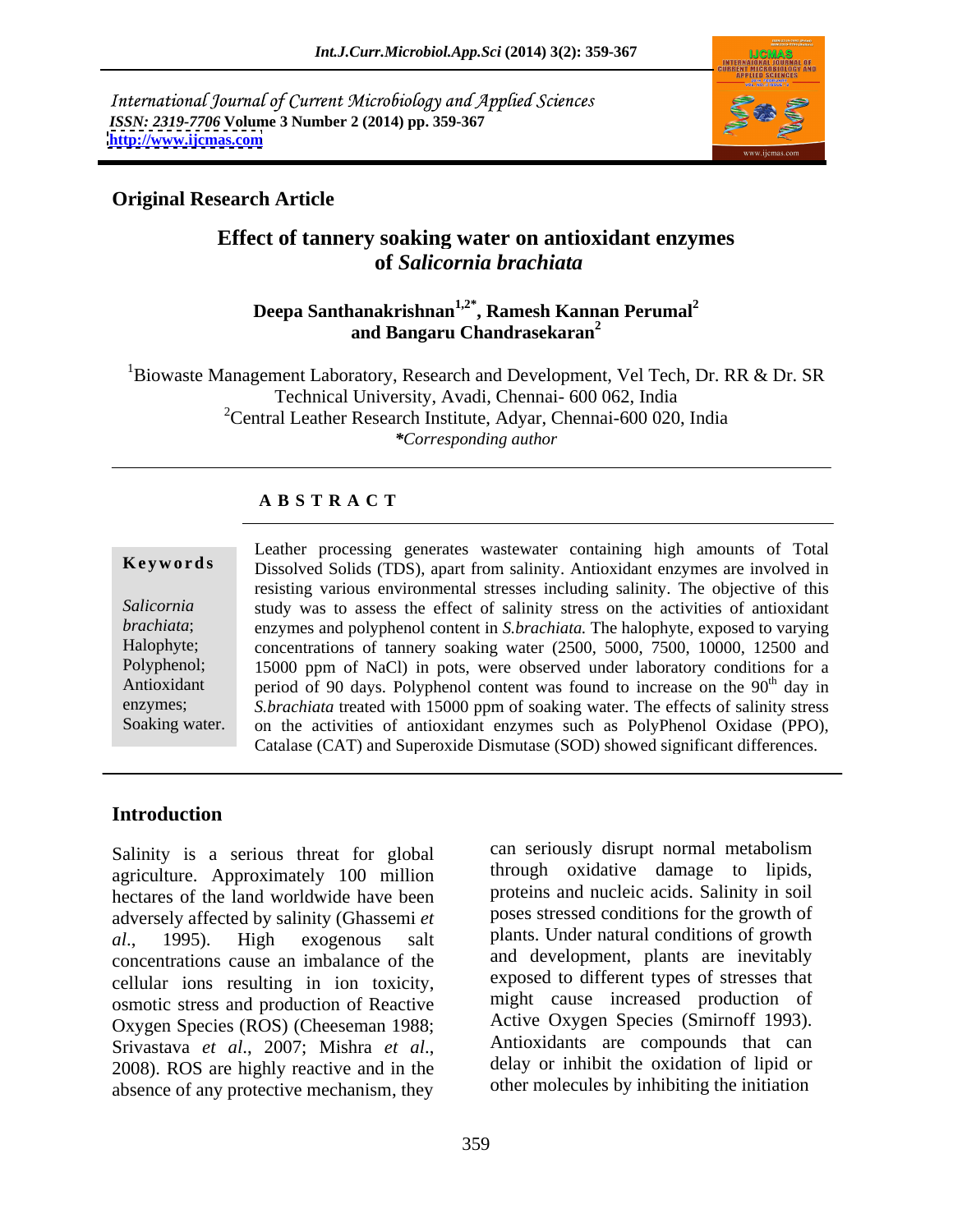International Journal of Current Microbiology and Applied Sciences
*ISSN: 2319-7706* **Volume 3 Number 2 (2014) pp. 359-367**
**http://www.ijcmas.com**

**Original Research Article**

# Effect of tannery soaking water on antioxidant enzymes of *Salicornia brachiata*

**Deepa Santhanakrishnan[1,2*], Ramesh Kannan Perumal[2] and Bangaru Chandrasekaran[2]**

[1]Biowaste Management Laboratory, Research and Development, Vel Tech, Dr. RR & Dr. SR Technical University, Avadi, Chennai- 600 062, India
[2]Central Leather Research Institute, Adyar, Chennai-600 020, India
*Corresponding author*

## A B S T R A C T

**Keywords**

*Salicornia brachiata*; Halophyte; Polyphenol; Antioxidant enzymes; Soaking water.

Leather processing generates wastewater containing high amounts of Total Dissolved Solids (TDS), apart from salinity. Antioxidant enzymes are involved in resisting various environmental stresses including salinity. The objective of this study was to assess the effect of salinity stress on the activities of antioxidant enzymes and polyphenol content in *S.brachiata.* The halophyte, exposed to varying concentrations of tannery soaking water (2500, 5000, 7500, 10000, 12500 and 15000 ppm of NaCl) in pots, were observed under laboratory conditions for a period of 90 days. Polyphenol content was found to increase on the 90$^{th}$ day in *S.brachiata* treated with 15000 ppm of soaking water. The effects of salinity stress on the activities of antioxidant enzymes such as PolyPhenol Oxidase (PPO), Catalase (CAT) and Superoxide Dismutase (SOD) showed significant differences.

## Introduction

Salinity is a serious threat for global agriculture. Approximately 100 million hectares of the land worldwide have been adversely affected by salinity (Ghassemi *et al*., 1995). High exogenous salt concentrations cause an imbalance of the cellular ions resulting in ion toxicity, osmotic stress and production of Reactive Oxygen Species (ROS) (Cheeseman 1988; Srivastava *et al*., 2007; Mishra *et al*., 2008). ROS are highly reactive and in the absence of any protective mechanism, they can seriously disrupt normal metabolism through oxidative damage to lipids, proteins and nucleic acids. Salinity in soil poses stressed conditions for the growth of plants. Under natural conditions of growth and development, plants are inevitably exposed to different types of stresses that might cause increased production of Active Oxygen Species (Smirnoff 1993). Antioxidants are compounds that can delay or inhibit the oxidation of lipid or other molecules by inhibiting the initiation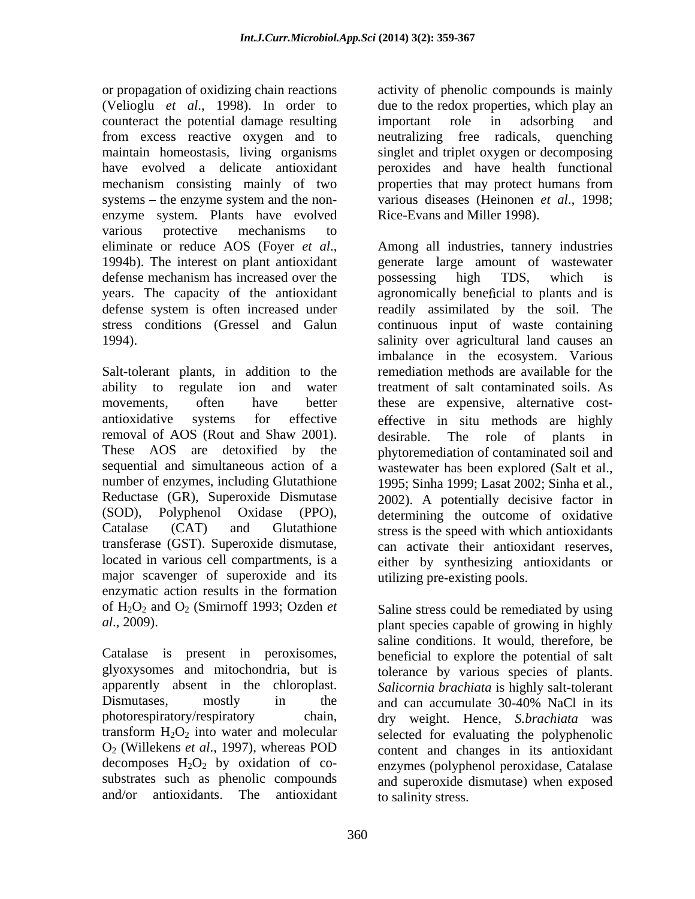or propagation of oxidizing chain reactions (Velioglu *et al*., 1998). In order to counteract the potential damage resulting from excess reactive oxygen and to maintain homeostasis, living organisms have evolved a delicate antioxidant mechanism consisting mainly of two systems – the enzyme system and the non-enzyme system. Plants have evolved various protective mechanisms to eliminate or reduce AOS (Foyer *et al*., 1994b). The interest on plant antioxidant defense mechanism has increased over the years. The capacity of the antioxidant defense system is often increased under stress conditions (Gressel and Galun 1994).

Salt-tolerant plants, in addition to the ability to regulate ion and water movements, often have better antioxidative systems for effective removal of AOS (Rout and Shaw 2001). These AOS are detoxified by the sequential and simultaneous action of a number of enzymes, including Glutathione Reductase (GR), Superoxide Dismutase (SOD), Polyphenol Oxidase (PPO), Catalase (CAT) and Glutathione transferase (GST). Superoxide dismutase, located in various cell compartments, is a major scavenger of superoxide and its enzymatic action results in the formation of $H_2O_2$ and $O_2$ (Smirnoff 1993; Ozden *et al*., 2009).

Catalase is present in peroxisomes, glyoxysomes and mitochondria, but is apparently absent in the chloroplast. Dismutases, mostly in the photorespiratory/respiratory chain, transform $H_2O_2$ into water and molecular $O_2$ (Willekens *et al*., 1997), whereas POD decomposes $H_2O_2$ by oxidation of co-substrates such as phenolic compounds and/or antioxidants. The antioxidant activity of phenolic compounds is mainly due to the redox properties, which play an important role in adsorbing and neutralizing free radicals, quenching singlet and triplet oxygen or decomposing peroxides and have health functional properties that may protect humans from various diseases (Heinonen *et al*., 1998; Rice-Evans and Miller 1998).

Among all industries, tannery industries generate large amount of wastewater possessing high TDS, which is agronomically beneficial to plants and is readily assimilated by the soil. The continuous input of waste containing salinity over agricultural land causes an imbalance in the ecosystem. Various remediation methods are available for the treatment of salt contaminated soils. As these are expensive, alternative cost-effective in situ methods are highly desirable. The role of plants in phytoremediation of contaminated soil and wastewater has been explored (Salt et al., 1995; Sinha 1999; Lasat 2002; Sinha et al., 2002). A potentially decisive factor in determining the outcome of oxidative stress is the speed with which antioxidants can activate their antioxidant reserves, either by synthesizing antioxidants or utilizing pre-existing pools.

Saline stress could be remediated by using plant species capable of growing in highly saline conditions. It would, therefore, be beneficial to explore the potential of salt tolerance by various species of plants. *Salicornia brachiata* is highly salt-tolerant and can accumulate 30-40% NaCl in its dry weight. Hence, *S.brachiata* was selected for evaluating the polyphenolic content and changes in its antioxidant enzymes (polyphenol peroxidase, Catalase and superoxide dismutase) when exposed to salinity stress.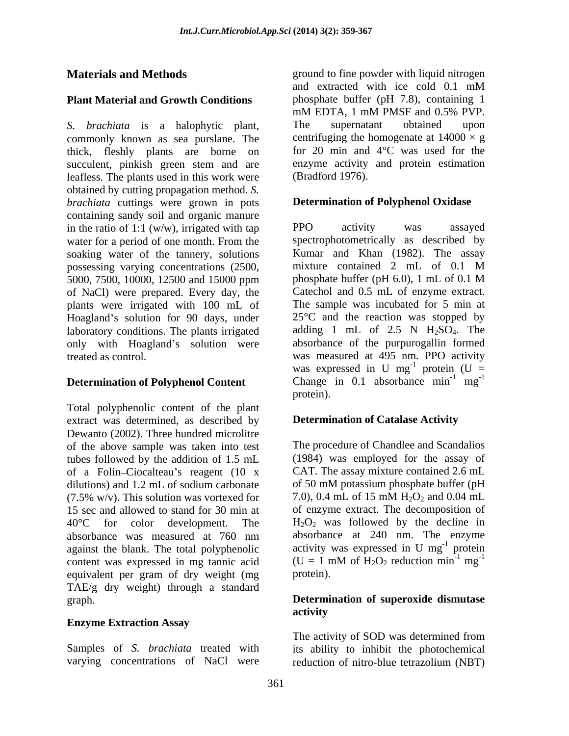## Materials and Methods

### Plant Material and Growth Conditions

*S. brachiata* is a halophytic plant, commonly known as sea purslane. The thick, fleshly plants are borne on succulent, pinkish green stem and are leafless. The plants used in this work were obtained by cutting propagation method. *S. brachiata* cuttings were grown in pots containing sandy soil and organic manure in the ratio of 1:1 (w/w), irrigated with tap water for a period of one month. From the soaking water of the tannery, solutions possessing varying concentrations (2500, 5000, 7500, 10000, 12500 and 15000 ppm of NaCl) were prepared. Every day, the plants were irrigated with 100 mL of Hoagland's solution for 90 days, under laboratory conditions. The plants irrigated only with Hoagland's solution were treated as control.

### Determination of Polyphenol Content

Total polyphenolic content of the plant extract was determined, as described by Dewanto (2002). Three hundred microlitre of the above sample was taken into test tubes followed by the addition of 1.5 mL of a Folin–Ciocalteau's reagent (10 x dilutions) and 1.2 mL of sodium carbonate (7.5% w/v). This solution was vortexed for 15 sec and allowed to stand for 30 min at 40°C for color development. The absorbance was measured at 760 nm against the blank. The total polyphenolic content was expressed in mg tannic acid equivalent per gram of dry weight (mg TAE/g dry weight) through a standard graph.

### Enzyme Extraction Assay

Samples of *S. brachiata* treated with varying concentrations of NaCl were ground to fine powder with liquid nitrogen and extracted with ice cold 0.1 mM phosphate buffer (pH 7.8), containing 1 mM EDTA, 1 mM PMSF and 0.5% PVP. The supernatant obtained upon centrifuging the homogenate at 14000 × g for 20 min and 4°C was used for the enzyme activity and protein estimation (Bradford 1976).

### Determination of Polyphenol Oxidase

PPO activity was assayed spectrophotometrically as described by Kumar and Khan (1982). The assay mixture contained 2 mL of 0.1 M phosphate buffer (pH 6.0), 1 mL of 0.1 M Catechol and 0.5 mL of enzyme extract. The sample was incubated for 5 min at 25°C and the reaction was stopped by adding 1 mL of 2.5 N $H_2SO_4$. The absorbance of the purpurogallin formed was measured at 495 nm. PPO activity was expressed in U $mg^{-1}$ protein (U = Change in 0.1 absorbance $min^{-1}$ $mg^{-1}$ protein).

### Determination of Catalase Activity

The procedure of Chandlee and Scandalios (1984) was employed for the assay of CAT. The assay mixture contained 2.6 mL of 50 mM potassium phosphate buffer (pH 7.0), 0.4 mL of 15 mM $H_2O_2$ and 0.04 mL of enzyme extract. The decomposition of $H_2O_2$ was followed by the decline in absorbance at 240 nm. The enzyme activity was expressed in U $mg^{-1}$ protein (U = 1 mM of $H_2O_2$ reduction $min^{-1}$ $mg^{-1}$ protein).

### Determination of superoxide dismutase activity

The activity of SOD was determined from its ability to inhibit the photochemical reduction of nitro-blue tetrazolium (NBT)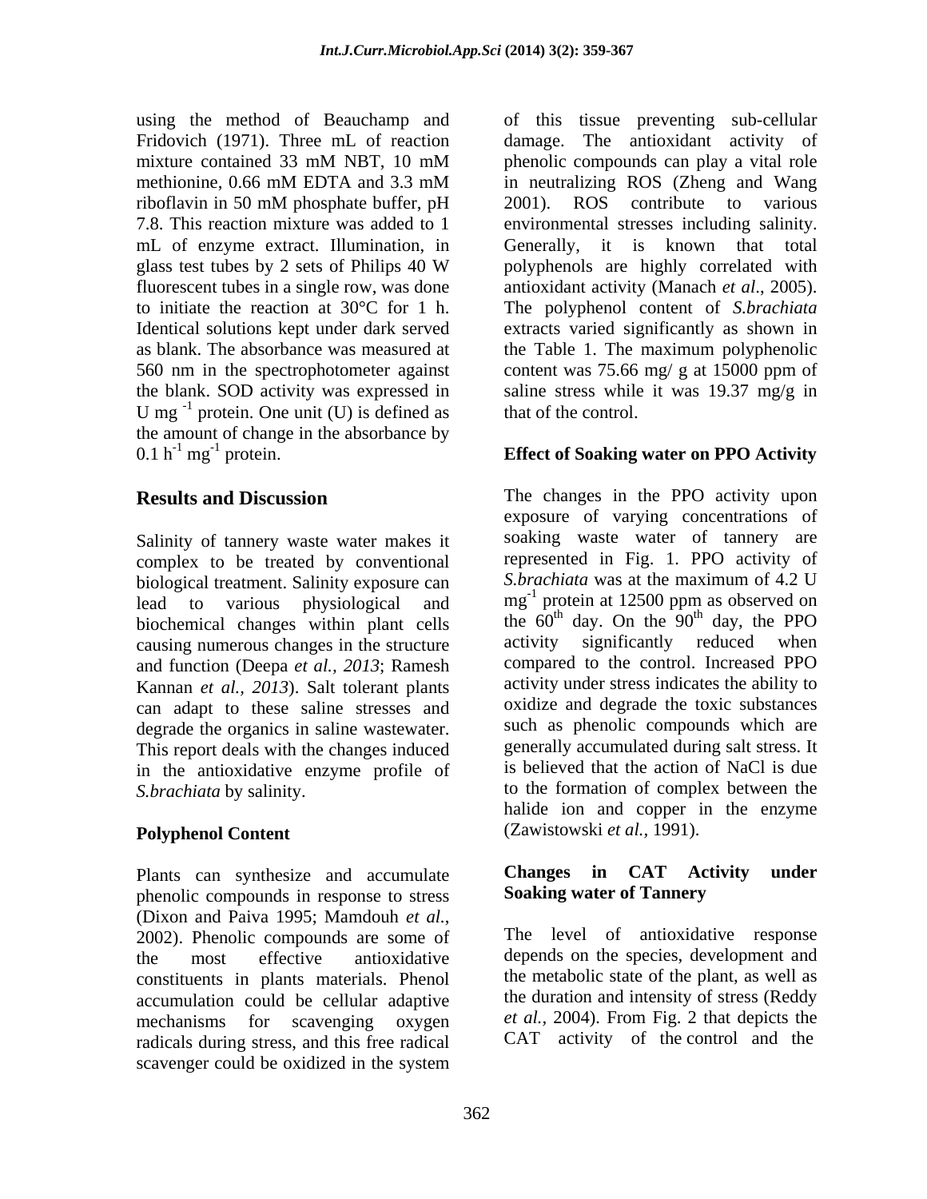using the method of Beauchamp and Fridovich (1971). Three mL of reaction mixture contained 33 mM NBT, 10 mM methionine, 0.66 mM EDTA and 3.3 mM riboflavin in 50 mM phosphate buffer, pH 7.8. This reaction mixture was added to 1 mL of enzyme extract. Illumination, in glass test tubes by 2 sets of Philips 40 W fluorescent tubes in a single row, was done to initiate the reaction at 30°C for 1 h. Identical solutions kept under dark served as blank. The absorbance was measured at 560 nm in the spectrophotometer against the blank. SOD activity was expressed in U $mg^{-1}$ protein. One unit (U) is defined as the amount of change in the absorbance by 0.1 $h^{-1}$ $mg^{-1}$ protein.

## Results and Discussion

Salinity of tannery waste water makes it complex to be treated by conventional biological treatment. Salinity exposure can lead to various physiological and biochemical changes within plant cells causing numerous changes in the structure and function (Deepa *et al., 2013*; Ramesh Kannan *et al., 2013*). Salt tolerant plants can adapt to these saline stresses and degrade the organics in saline wastewater. This report deals with the changes induced in the antioxidative enzyme profile of *S.brachiata* by salinity.

### Polyphenol Content

Plants can synthesize and accumulate phenolic compounds in response to stress (Dixon and Paiva 1995; Mamdouh *et al.,* 2002). Phenolic compounds are some of the most effective antioxidative constituents in plants materials. Phenol accumulation could be cellular adaptive mechanisms for scavenging oxygen radicals during stress, and this free radical scavenger could be oxidized in the system of this tissue preventing sub-cellular damage. The antioxidant activity of phenolic compounds can play a vital role in neutralizing ROS (Zheng and Wang 2001). ROS contribute to various environmental stresses including salinity. Generally, it is known that total polyphenols are highly correlated with antioxidant activity (Manach *et al*., 2005). The polyphenol content of *S.brachiata* extracts varied significantly as shown in the Table 1. The maximum polyphenolic content was 75.66 mg/ g at 15000 ppm of saline stress while it was 19.37 mg/g in that of the control.

### Effect of Soaking water on PPO Activity

The changes in the PPO activity upon exposure of varying concentrations of soaking waste water of tannery are represented in Fig. 1. PPO activity of *S.brachiata* was at the maximum of 4.2 U $mg^{-1}$ protein at 12500 ppm as observed on the 60th day. On the 90th day, the PPO activity significantly reduced when compared to the control. Increased PPO activity under stress indicates the ability to oxidize and degrade the toxic substances such as phenolic compounds which are generally accumulated during salt stress. It is believed that the action of NaCl is due to the formation of complex between the halide ion and copper in the enzyme (Zawistowski *et al.*, 1991).

### Changes in CAT Activity under Soaking water of Tannery

The level of antioxidative response depends on the species, development and the metabolic state of the plant, as well as the duration and intensity of stress (Reddy *et al.,* 2004). From Fig. 2 that depicts the CAT activity of the control and the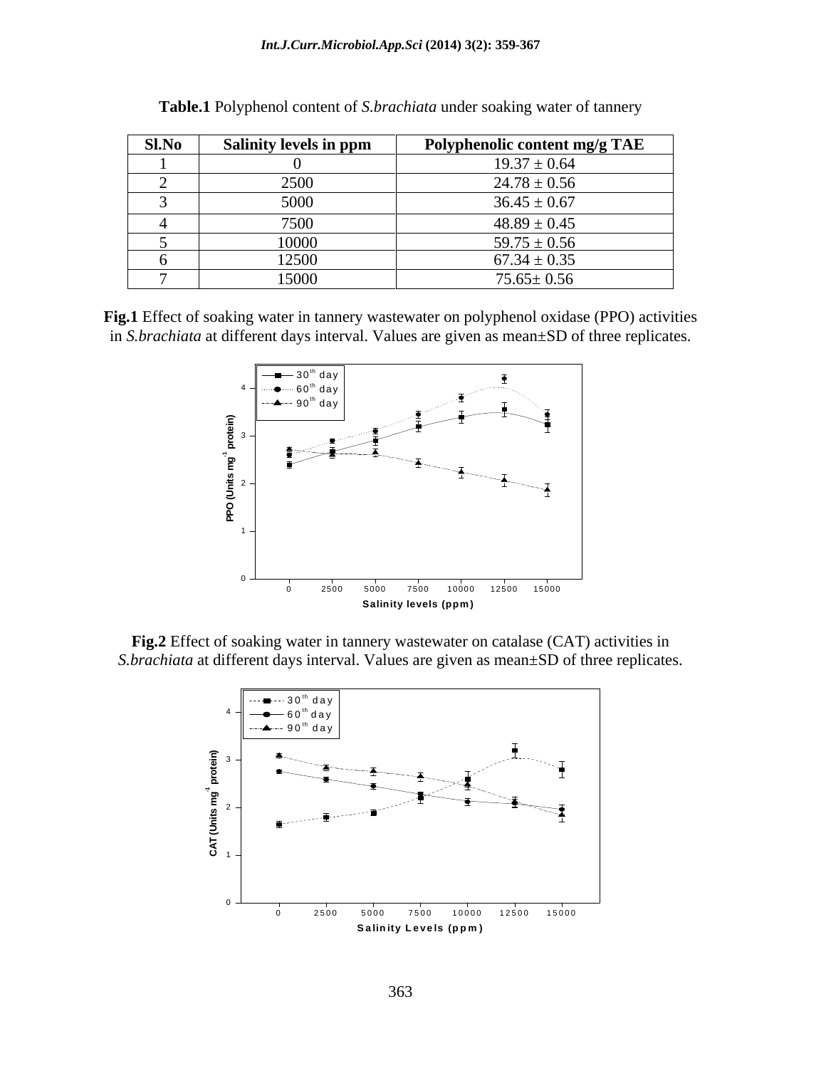**Table.1** Polyphenol content of *S.brachiata* under soaking water of tannery

| Sl.No | Salinity levels in ppm | Polyphenolic content mg/g TAE |
|---|---|---|
| 1 | 0 | 19.37 ± 0.64 |
| 2 | 2500 | 24.78 ± 0.56 |
| 3 | 5000 | 36.45 ± 0.67 |
| 4 | 7500 | 48.89 ± 0.45 |
| 5 | 10000 | 59.75 ± 0.56 |
| 6 | 12500 | 67.34 ± 0.35 |
| 7 | 15000 | 75.65± 0.56 |

**Fig.1** Effect of soaking water in tannery wastewater on polyphenol oxidase (PPO) activities in *S.brachiata* at different days interval. Values are given as mean±SD of three replicates.

**Fig.2** Effect of soaking water in tannery wastewater on catalase (CAT) activities in *S.brachiata* at different days interval. Values are given as mean±SD of three replicates.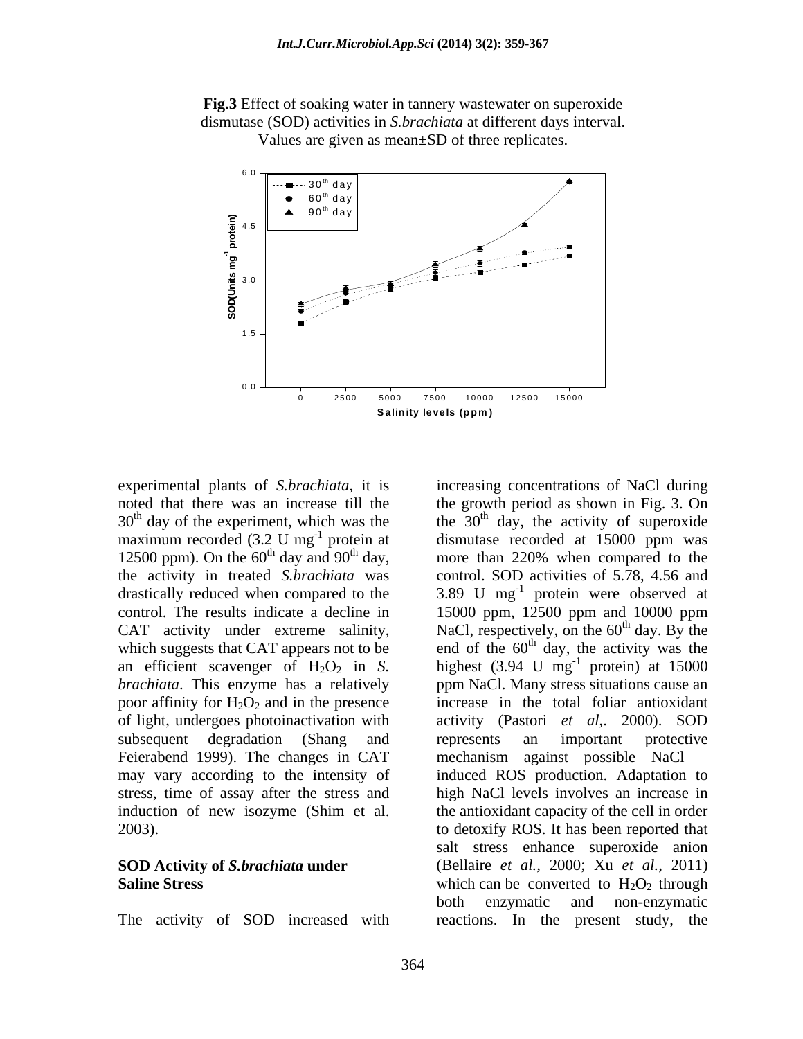**Fig.3** Effect of soaking water in tannery wastewater on superoxide dismutase (SOD) activities in *S.brachiata* at different days interval. Values are given as mean±SD of three replicates.

experimental plants of *S.brachiata*, it is noted that there was an increase till the $30^{th}$ day of the experiment, which was the maximum recorded (3.2 U $mg^{-1}$ protein at 12500 ppm). On the $60^{th}$ day and $90^{th}$ day, the activity in treated *S.brachiata* was drastically reduced when compared to the control. The results indicate a decline in CAT activity under extreme salinity, which suggests that CAT appears not to be an efficient scavenger of $H_2O_2$ in *S. brachiata*. This enzyme has a relatively poor affinity for $H_2O_2$ and in the presence of light, undergoes photoinactivation with subsequent degradation (Shang and Feierabend 1999). The changes in CAT may vary according to the intensity of stress, time of assay after the stress and induction of new isozyme (Shim et al. 2003).

## SOD Activity of *S.brachiata* under Saline Stress

The activity of SOD increased with increasing concentrations of NaCl during the growth period as shown in Fig. 3. On the $30^{th}$ day, the activity of superoxide dismutase recorded at 15000 ppm was more than 220% when compared to the control. SOD activities of 5.78, 4.56 and 3.89 U $mg^{-1}$ protein were observed at 15000 ppm, 12500 ppm and 10000 ppm NaCl, respectively, on the $60^{th}$ day. By the end of the $60^{th}$ day, the activity was the highest (3.94 U $mg^{-1}$ protein) at 15000 ppm NaCl. Many stress situations cause an increase in the total foliar antioxidant activity (Pastori *et al*,. 2000). SOD represents an important protective mechanism against possible NaCl – induced ROS production. Adaptation to high NaCl levels involves an increase in the antioxidant capacity of the cell in order to detoxify ROS. It has been reported that salt stress enhance superoxide anion (Bellaire *et al.*, 2000; Xu *et al.*, 2011) which can be converted to $H_2O_2$ through both enzymatic and non-enzymatic reactions. In the present study, the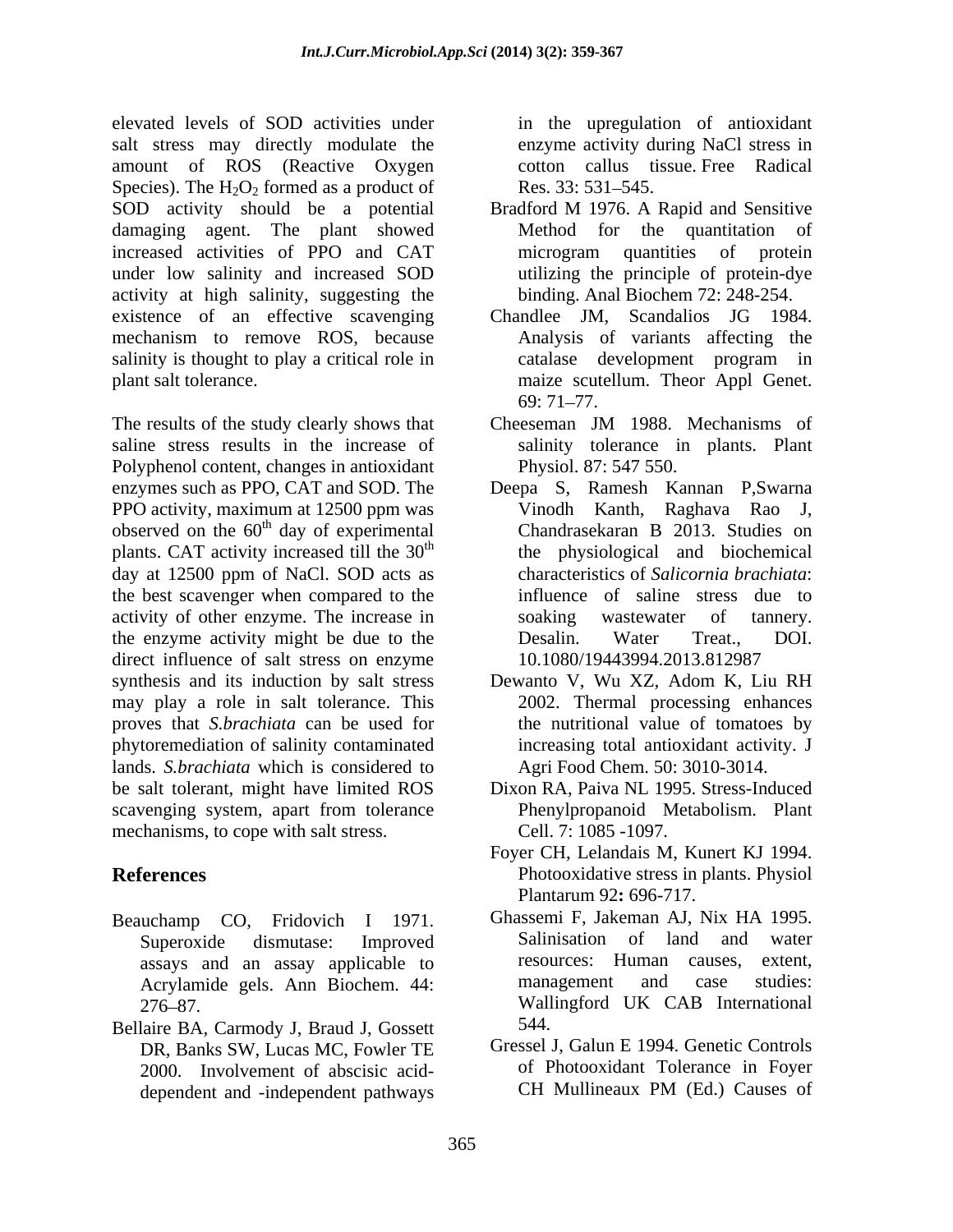elevated levels of SOD activities under salt stress may directly modulate the amount of ROS (Reactive Oxygen Species). The $H_2O_2$ formed as a product of SOD activity should be a potential damaging agent. The plant showed increased activities of PPO and CAT under low salinity and increased SOD activity at high salinity, suggesting the existence of an effective scavenging mechanism to remove ROS, because salinity is thought to play a critical role in plant salt tolerance.

The results of the study clearly shows that saline stress results in the increase of Polyphenol content, changes in antioxidant enzymes such as PPO, CAT and SOD. The PPO activity, maximum at 12500 ppm was observed on the 60$^{th}$ day of experimental plants. CAT activity increased till the 30$^{th}$ day at 12500 ppm of NaCl. SOD acts as the best scavenger when compared to the activity of other enzyme. The increase in the enzyme activity might be due to the direct influence of salt stress on enzyme synthesis and its induction by salt stress may play a role in salt tolerance. This proves that *S.brachiata* can be used for phytoremediation of salinity contaminated lands. *S.brachiata* which is considered to be salt tolerant, might have limited ROS scavenging system, apart from tolerance mechanisms, to cope with salt stress.

## References

Beauchamp CO, Fridovich I 1971. Superoxide dismutase: Improved assays and an assay applicable to Acrylamide gels. Ann Biochem. 44: 276–87.

Bellaire BA, Carmody J, Braud J, Gossett DR, Banks SW, Lucas MC, Fowler TE 2000. Involvement of abscisic acid-dependent and -independent pathways in the upregulation of antioxidant enzyme activity during NaCl stress in cotton callus tissue. Free Radical Res. 33: 531–545.

Bradford M 1976. A Rapid and Sensitive Method for the quantitation of microgram quantities of protein utilizing the principle of protein-dye binding. Anal Biochem 72: 248-254.

Chandlee JM, Scandalios JG 1984. Analysis of variants affecting the catalase development program in maize scutellum. Theor Appl Genet. 69: 71–77.

Cheeseman JM 1988. Mechanisms of salinity tolerance in plants. Plant Physiol. 87: 547 550.

Deepa S, Ramesh Kannan P,Swarna Vinodh Kanth, Raghava Rao J, Chandrasekaran B 2013. Studies on the physiological and biochemical characteristics of *Salicornia brachiata*: influence of saline stress due to soaking wastewater of tannery. Desalin. Water Treat., DOI. 10.1080/19443994.2013.812987

Dewanto V, Wu XZ, Adom K, Liu RH 2002. Thermal processing enhances the nutritional value of tomatoes by increasing total antioxidant activity. J Agri Food Chem. 50: 3010-3014.

Dixon RA, Paiva NL 1995. Stress-Induced Phenylpropanoid Metabolism. Plant Cell. 7: 1085 -1097.

Foyer CH, Lelandais M, Kunert KJ 1994. Photooxidative stress in plants. Physiol Plantarum 92**:** 696-717.

Ghassemi F, Jakeman AJ, Nix HA 1995. Salinisation of land and water resources: Human causes, extent, management and case studies: Wallingford UK CAB International 544.

Gressel J, Galun E 1994. Genetic Controls of Photooxidant Tolerance in Foyer CH Mullineaux PM (Ed.) Causes of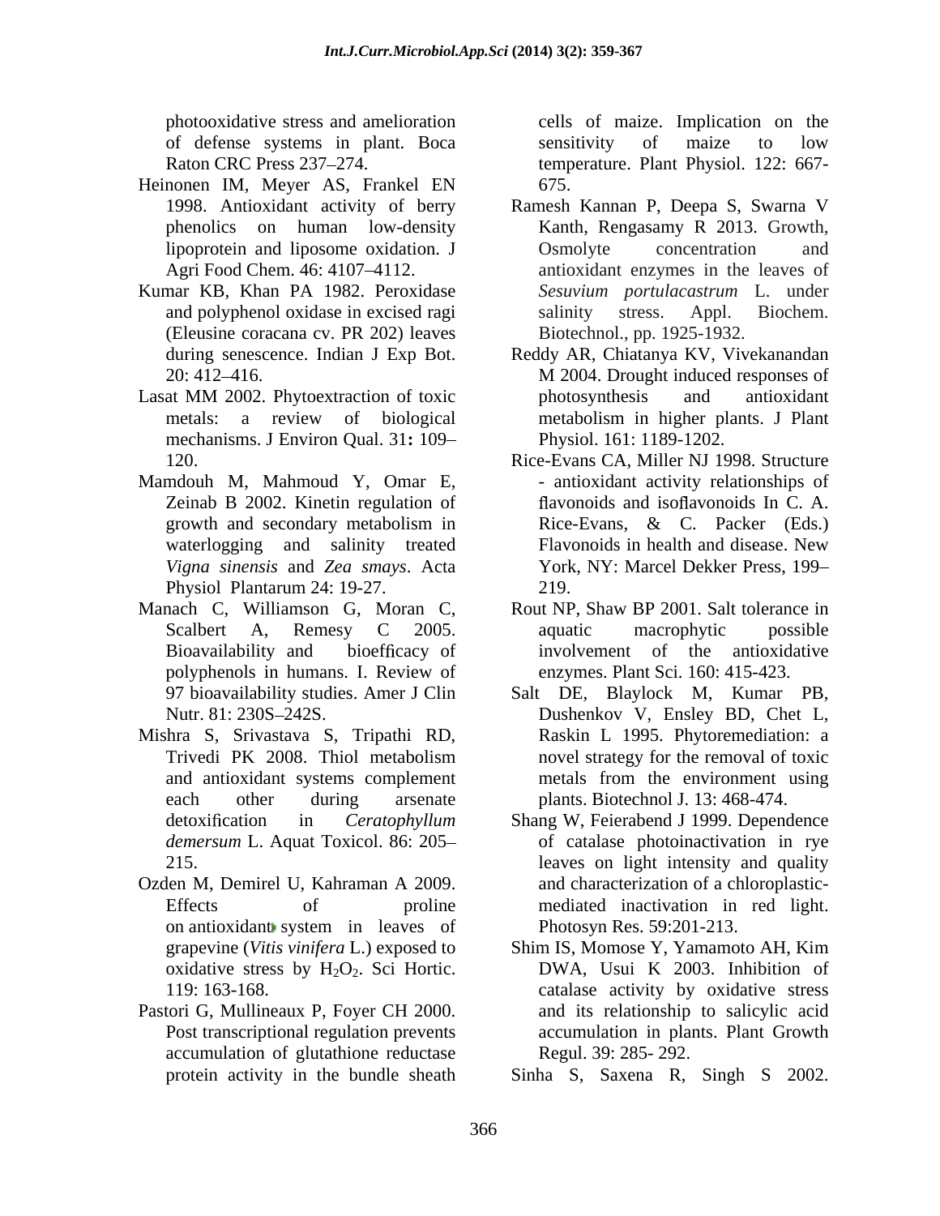photooxidative stress and amelioration of defense systems in plant. Boca Raton CRC Press 237–274.

Heinonen IM, Meyer AS, Frankel EN 1998. Antioxidant activity of berry phenolics on human low-density lipoprotein and liposome oxidation. J Agri Food Chem. 46: 4107–4112.

Kumar KB, Khan PA 1982. Peroxidase and polyphenol oxidase in excised ragi (Eleusine coracana cv. PR 202) leaves during senescence. Indian J Exp Bot. 20: 412–416.

Lasat MM 2002. Phytoextraction of toxic metals: a review of biological mechanisms. J Environ Qual. 31**:** 109–120.

Mamdouh M, Mahmoud Y, Omar E, Zeinab B 2002. Kinetin regulation of growth and secondary metabolism in waterlogging and salinity treated *Vigna sinensis* and *Zea smays*. Acta Physiol Plantarum 24: 19-27.

Manach C, Williamson G, Moran C, Scalbert A, Remesy C 2005. Bioavailability and bioefficacy of polyphenols in humans. I. Review of 97 bioavailability studies. Amer J Clin Nutr. 81: 230S–242S.

Mishra S, Srivastava S, Tripathi RD, Trivedi PK 2008. Thiol metabolism and antioxidant systems complement each other during arsenate detoxification in *Ceratophyllum demersum* L. Aquat Toxicol. 86: 205–215.

Ozden M, Demirel U, Kahraman A 2009. Effects of proline on antioxidant system in leaves of grapevine (*Vitis vinifera* L.) exposed to oxidative stress by $H_2O_2$. Sci Hortic. 119: 163-168.

Pastori G, Mullineaux P, Foyer CH 2000. Post transcriptional regulation prevents accumulation of glutathione reductase protein activity in the bundle sheath cells of maize. Implication on the sensitivity of maize to low temperature. Plant Physiol. 122: 667-675.

Ramesh Kannan P, Deepa S, Swarna V Kanth, Rengasamy R 2013. Growth, Osmolyte concentration and antioxidant enzymes in the leaves of *Sesuvium portulacastrum* L. under salinity stress. Appl. Biochem. Biotechnol., pp. 1925-1932.

Reddy AR, Chiatanya KV, Vivekanandan M 2004. Drought induced responses of photosynthesis and antioxidant metabolism in higher plants. J Plant Physiol. 161: 1189-1202.

Rice-Evans CA, Miller NJ 1998. Structure - antioxidant activity relationships of flavonoids and isoflavonoids In C. A. Rice-Evans, & C. Packer (Eds.) Flavonoids in health and disease. New York, NY: Marcel Dekker Press, 199–219.

Rout NP, Shaw BP 2001. Salt tolerance in aquatic macrophytic possible involvement of the antioxidative enzymes. Plant Sci. 160: 415-423.

Salt DE, Blaylock M, Kumar PB, Dushenkov V, Ensley BD, Chet L, Raskin L 1995. Phytoremediation: a novel strategy for the removal of toxic metals from the environment using plants. Biotechnol J. 13: 468-474.

Shang W, Feierabend J 1999. Dependence of catalase photoinactivation in rye leaves on light intensity and quality and characterization of a chloroplastic-mediated inactivation in red light. Photosyn Res. 59:201-213.

Shim IS, Momose Y, Yamamoto AH, Kim DWA, Usui K 2003. Inhibition of catalase activity by oxidative stress and its relationship to salicylic acid accumulation in plants. Plant Growth Regul. 39: 285- 292.

Sinha S, Saxena R, Singh S 2002.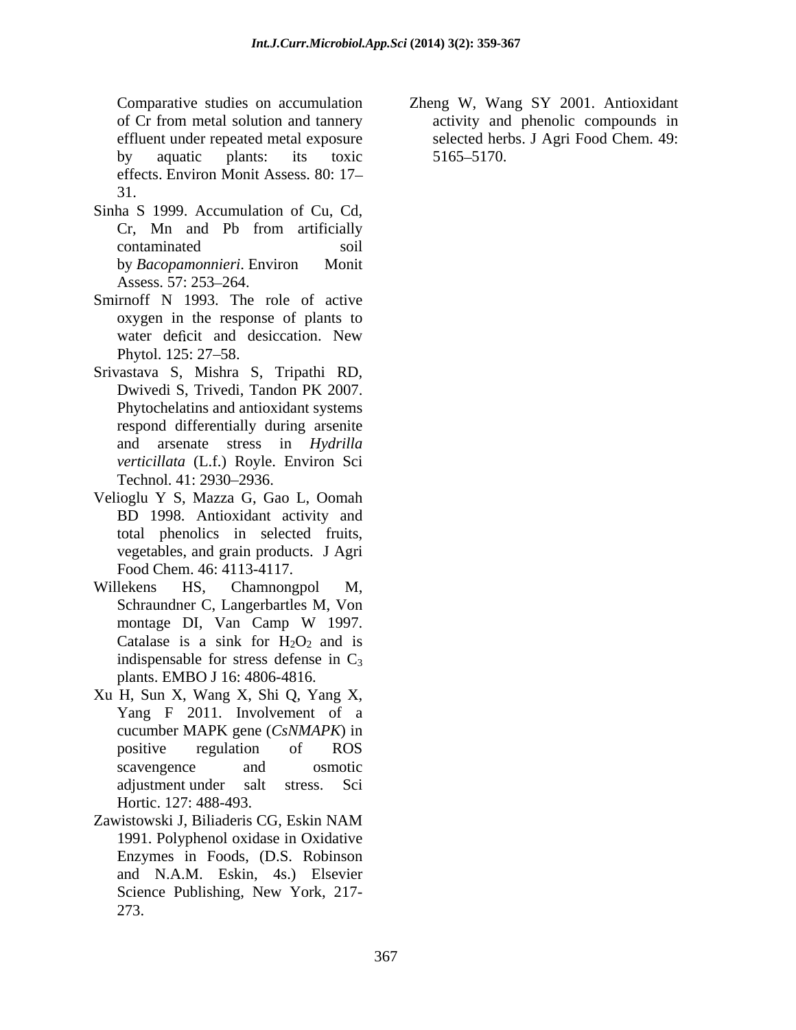Comparative studies on accumulation of Cr from metal solution and tannery effluent under repeated metal exposure by aquatic plants: its toxic effects. Environ Monit Assess. 80: 17–31.

Sinha S 1999. Accumulation of Cu, Cd, Cr, Mn and Pb from artificially contaminated soil by *Bacopamonnieri*. Environ Monit Assess. 57: 253–264.

Smirnoff N 1993. The role of active oxygen in the response of plants to water deficit and desiccation. New Phytol. 125: 27–58.

Srivastava S, Mishra S, Tripathi RD, Dwivedi S, Trivedi, Tandon PK 2007. Phytochelatins and antioxidant systems respond differentially during arsenite and arsenate stress in *Hydrilla verticillata* (L.f.) Royle. Environ Sci Technol. 41: 2930–2936.

Velioglu Y S, Mazza G, Gao L, Oomah BD 1998. Antioxidant activity and total phenolics in selected fruits, vegetables, and grain products. J Agri Food Chem. 46: 4113-4117.

Willekens HS, Chamnongpol M, Schraundner C, Langerbartles M, Von montage DI, Van Camp W 1997. Catalase is a sink for $H_2O_2$ and is indispensable for stress defense in $C_3$ plants. EMBO J 16: 4806-4816.

Xu H, Sun X, Wang X, Shi Q, Yang X, Yang F 2011. Involvement of a cucumber MAPK gene (*CsNMAPK*) in positive regulation of ROS scavengence and osmotic adjustment under salt stress. Sci Hortic. 127: 488-493.

Zawistowski J, Biliaderis CG, Eskin NAM 1991. Polyphenol oxidase in Oxidative Enzymes in Foods, (D.S. Robinson and N.A.M. Eskin, 4s.) Elsevier Science Publishing, New York, 217-273.

Zheng W, Wang SY 2001. Antioxidant activity and phenolic compounds in selected herbs. J Agri Food Chem. 49: 5165–5170.